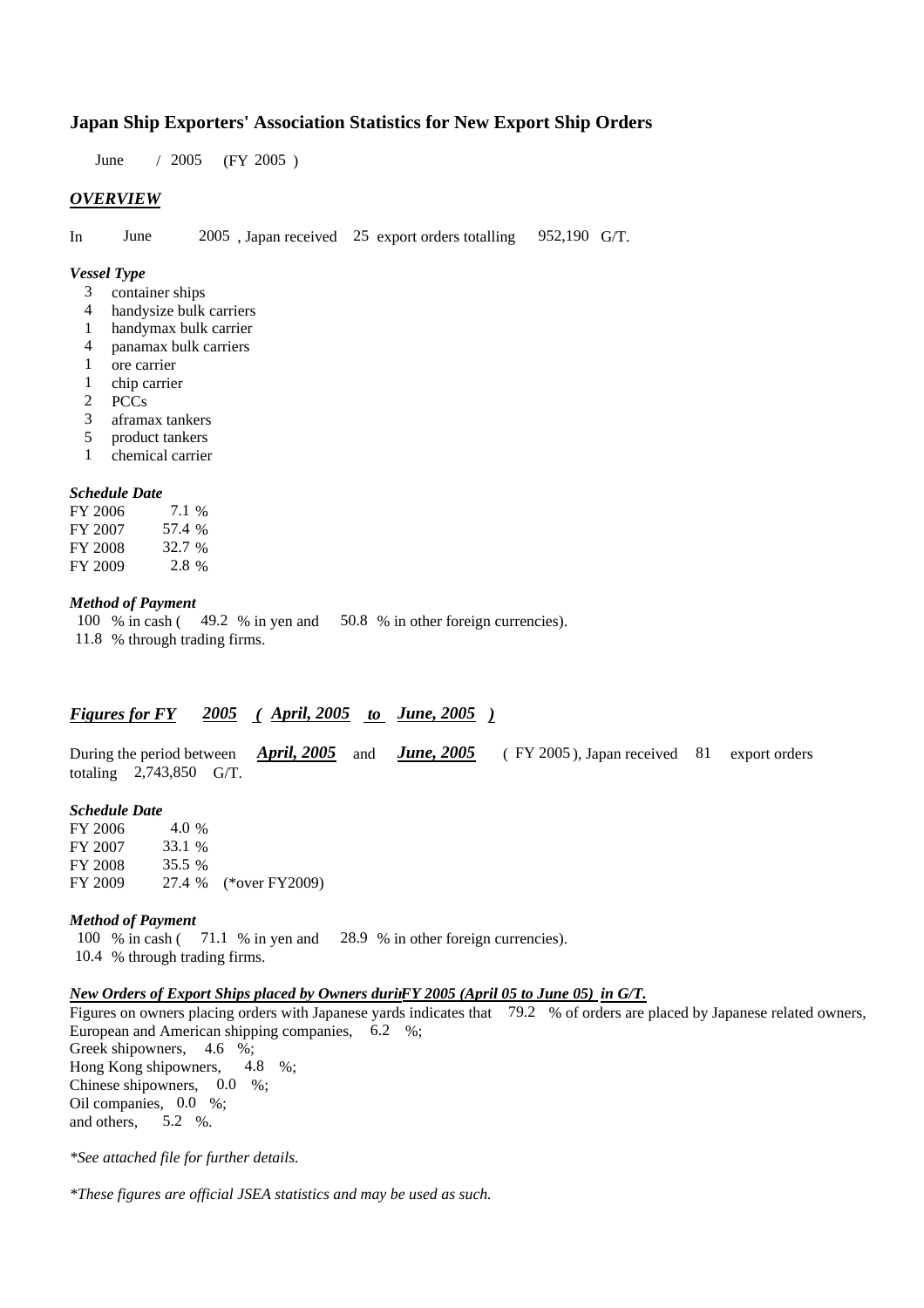# Japan Ship Exporters' Association Statistics for New Export Ship Orders

June / 2005 (FY 2005 )

## *OVERVIEW*

In June 2005 , Japan received 25 export orders totalling 952,190 G/T.

### *Vessel Type*

- 3 container ships
- 4 handysize bulk carriers
- 1 handymax bulk carrier
- 4 panamax bulk carriers
- 1 ore carrier
- 1 chip carrier
- 2 PCCs
- 3 aframax tankers
- 5 product tankers
- 1 chemical carrier

### *Schedule Date*

| | |
|---|---|
| FY 2006 | 7.1 % |
| FY 2007 | 57.4 % |
| FY 2008 | 32.7 % |
| FY 2009 | 2.8 % |

### *Method of Payment*

100 % in cash ( 49.2 % in yen and 50.8 % in other foreign currencies).
11.8 % through trading firms.

## *Figures for FY 2005 ( April, 2005 to June, 2005 )*

During the period between *April, 2005* and *June, 2005* ( FY 2005 ), Japan received 81 export orders totaling 2,743,850 G/T.

### *Schedule Date*

| | | |
|---|---|---|
| FY 2006 | 4.0 % | |
| FY 2007 | 33.1 % | |
| FY 2008 | 35.5 % | |
| FY 2009 | 27.4 % | (*over FY2009) |

### *Method of Payment*

100 % in cash ( 71.1 % in yen and 28.9 % in other foreign currencies).
10.4 % through trading firms.

### *New Orders of Export Ships placed by Owners during FY 2005 (April 05 to June 05) in G/T.*

Figures on owners placing orders with Japanese yards indicates that 79.2 % of orders are placed by Japanese related owners,
European and American shipping companies, 6.2 %;
Greek shipowners, 4.6 %;
Hong Kong shipowners, 4.8 %;
Chinese shipowners, 0.0 %;
Oil companies, 0.0 %;
and others, 5.2 %.

*See attached file for further details.*

*These figures are official JSEA statistics and may be used as such.*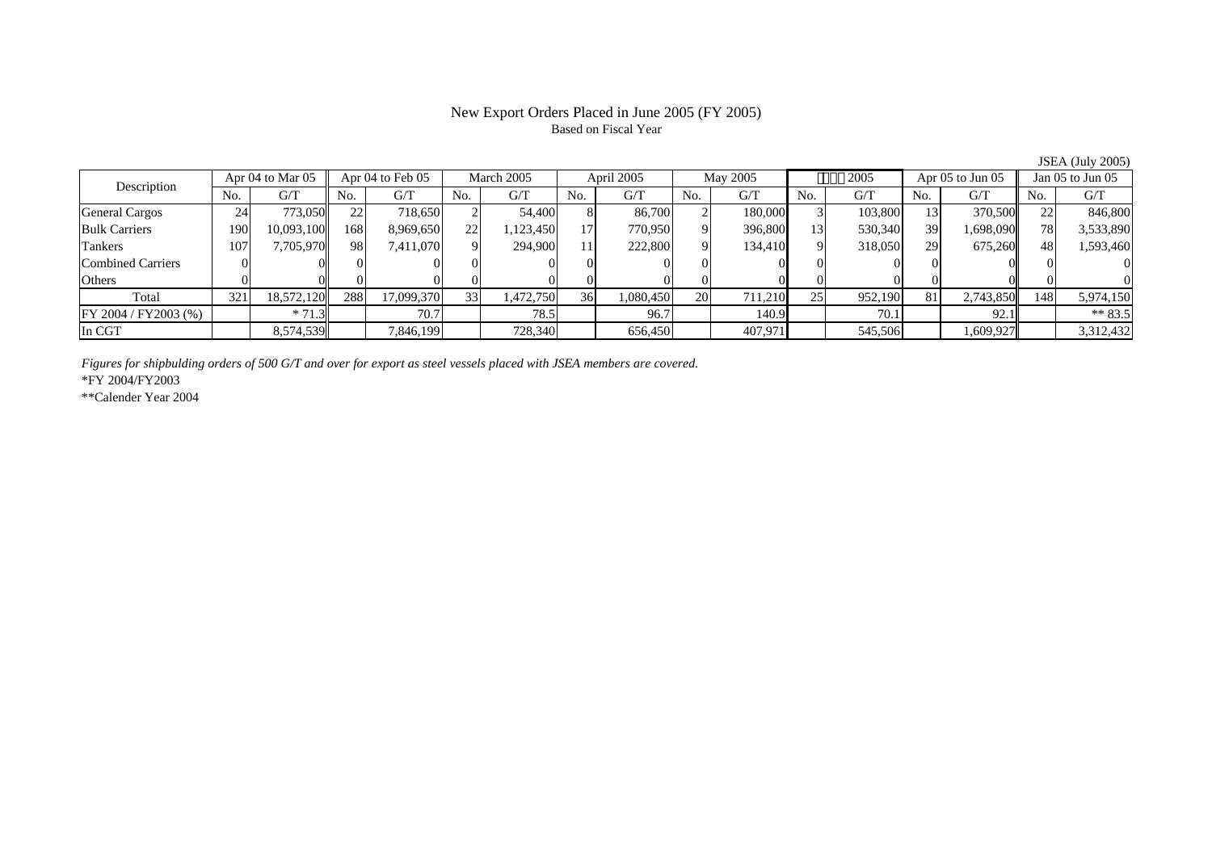# New Export Orders Placed in June 2005 (FY 2005)

Based on Fiscal Year

JSEA (July 2005)

| Description | Apr 04 to Mar 05 | | Apr 04 to Feb 05 | | March 2005 | | April 2005 | | May 2005 | | □□□ 2005 | | Apr 05 to Jun 05 | | Jan 05 to Jun 05 | |
|---|---|---|---|---|---|---|---|---|---|---|---|---|---|---|---|---|
| | No. | G/T | No. | G/T | No. | G/T | No. | G/T | No. | G/T | No. | G/T | No. | G/T | No. | G/T |
| General Cargos | 24 | 773,050 | 22 | 718,650 | 2 | 54,400 | 8 | 86,700 | 2 | 180,000 | 3 | 103,800 | 13 | 370,500 | 22 | 846,800 |
| Bulk Carriers | 190 | 10,093,100 | 168 | 8,969,650 | 22 | 1,123,450 | 17 | 770,950 | 9 | 396,800 | 13 | 530,340 | 39 | 1,698,090 | 78 | 3,533,890 |
| Tankers | 107 | 7,705,970 | 98 | 7,411,070 | 9 | 294,900 | 11 | 222,800 | 9 | 134,410 | 9 | 318,050 | 29 | 675,260 | 48 | 1,593,460 |
| Combined Carriers | 0 | 0 | 0 | 0 | 0 | 0 | 0 | 0 | 0 | 0 | 0 | 0 | 0 | 0 | 0 | 0 |
| Others | 0 | 0 | 0 | 0 | 0 | 0 | 0 | 0 | 0 | 0 | 0 | 0 | 0 | 0 | 0 | 0 |
| Total | 321 | 18,572,120 | 288 | 17,099,370 | 33 | 1,472,750 | 36 | 1,080,450 | 20 | 711,210 | 25 | 952,190 | 81 | 2,743,850 | 148 | 5,974,150 |
| FY 2004 / FY2003 (%) | | * 71.3 | | 70.7 | | 78.5 | | 96.7 | | 140.9 | | 70.1 | | 92.1 | | ** 83.5 |
| In CGT | | 8,574,539 | | 7,846,199 | | 728,340 | | 656,450 | | 407,971 | | 545,506 | | 1,609,927 | | 3,312,432 |

*Figures for shipbulding orders of 500 G/T and over for export as steel vessels placed with JSEA members are covered.*

*FY 2004/FY2003

**Calender Year 2004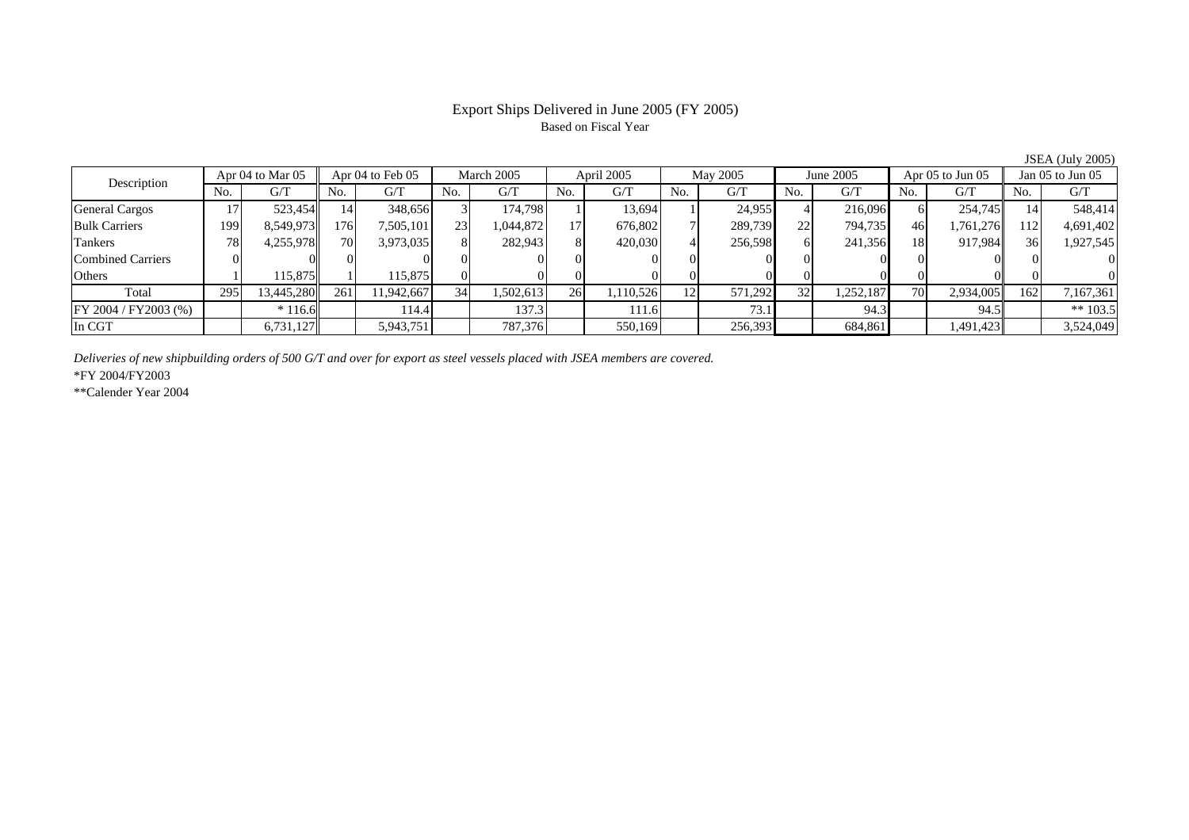# Export Ships Delivered in June 2005 (FY 2005)

Based on Fiscal Year

JSEA (July 2005)

| Description | Apr 04 to Mar 05 | | Apr 04 to Feb 05 | | March 2005 | | April 2005 | | May 2005 | | June 2005 | | Apr 05 to Jun 05 | | Jan 05 to Jun 05 | |
|---|---|---|---|---|---|---|---|---|---|---|---|---|---|---|---|---|
| | No. | G/T | No. | G/T | No. | G/T | No. | G/T | No. | G/T | No. | G/T | No. | G/T | No. | G/T |
| General Cargos | 17 | 523,454 | 14 | 348,656 | 3 | 174,798 | 1 | 13,694 | 1 | 24,955 | 4 | 216,096 | 6 | 254,745 | 14 | 548,414 |
| Bulk Carriers | 199 | 8,549,973 | 176 | 7,505,101 | 23 | 1,044,872 | 17 | 676,802 | 7 | 289,739 | 22 | 794,735 | 46 | 1,761,276 | 112 | 4,691,402 |
| Tankers | 78 | 4,255,978 | 70 | 3,973,035 | 8 | 282,943 | 8 | 420,030 | 4 | 256,598 | 6 | 241,356 | 18 | 917,984 | 36 | 1,927,545 |
| Combined Carriers | 0 | 0 | 0 | 0 | 0 | 0 | 0 | 0 | 0 | 0 | 0 | 0 | 0 | 0 | 0 | 0 |
| Others | 1 | 115,875 | 1 | 115,875 | 0 | 0 | 0 | 0 | 0 | 0 | 0 | 0 | 0 | 0 | 0 | 0 |
| Total | 295 | 13,445,280 | 261 | 11,942,667 | 34 | 1,502,613 | 26 | 1,110,526 | 12 | 571,292 | 32 | 1,252,187 | 70 | 2,934,005 | 162 | 7,167,361 |
| FY 2004 / FY2003 (%) | | * 116.6 | | 114.4 | | 137.3 | | 111.6 | | 73.1 | | 94.3 | | 94.5 | | ** 103.5 |
| In CGT | | 6,731,127 | | 5,943,751 | | 787,376 | | 550,169 | | 256,393 | | 684,861 | | 1,491,423 | | 3,524,049 |

*Deliveries of new shipbuilding orders of 500 G/T and over for export as steel vessels placed with JSEA members are covered.*

*FY 2004/FY2003

**Calender Year 2004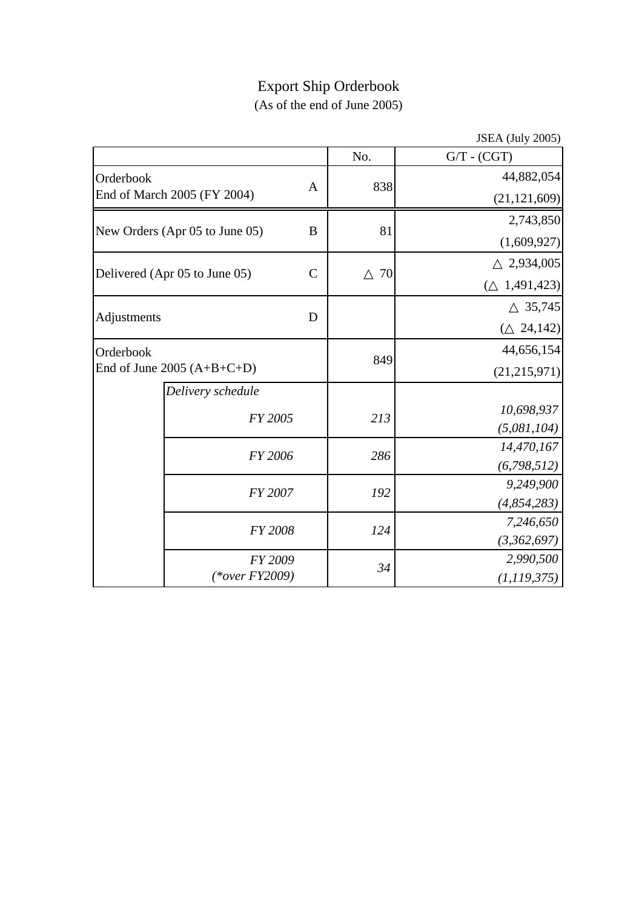# Export Ship Orderbook

(As of the end of June 2005)

JSEA (July 2005)

| | | | No. | G/T - (CGT) |
|---|---|---|---|---|
| Orderbook<br>End of March 2005 (FY 2004) | | A | 838 | 44,882,054<br>(21,121,609) |
| New Orders (Apr 05 to June 05) | | B | 81 | 2,743,850<br>(1,609,927) |
| Delivered (Apr 05 to June 05) | | C | △ 70 | △ 2,934,005<br>(△ 1,491,423) |
| Adjustments | | D | | △ 35,745<br>(△ 24,142) |
| Orderbook<br>End of June 2005 (A+B+C+D) | | | 849 | 44,656,154<br>(21,215,971) |
| | *Delivery schedule* | | | |
| | *FY 2005* | | *213* | *10,698,937*<br>*(5,081,104)* |
| | *FY 2006* | | *286* | *14,470,167*<br>*(6,798,512)* |
| | *FY 2007* | | *192* | *9,249,900*<br>*(4,854,283)* |
| | *FY 2008* | | *124* | *7,246,650*<br>*(3,362,697)* |
| | *FY 2009*<br>*(*over FY2009)* | | *34* | *2,990,500*<br>*(1,119,375)* |